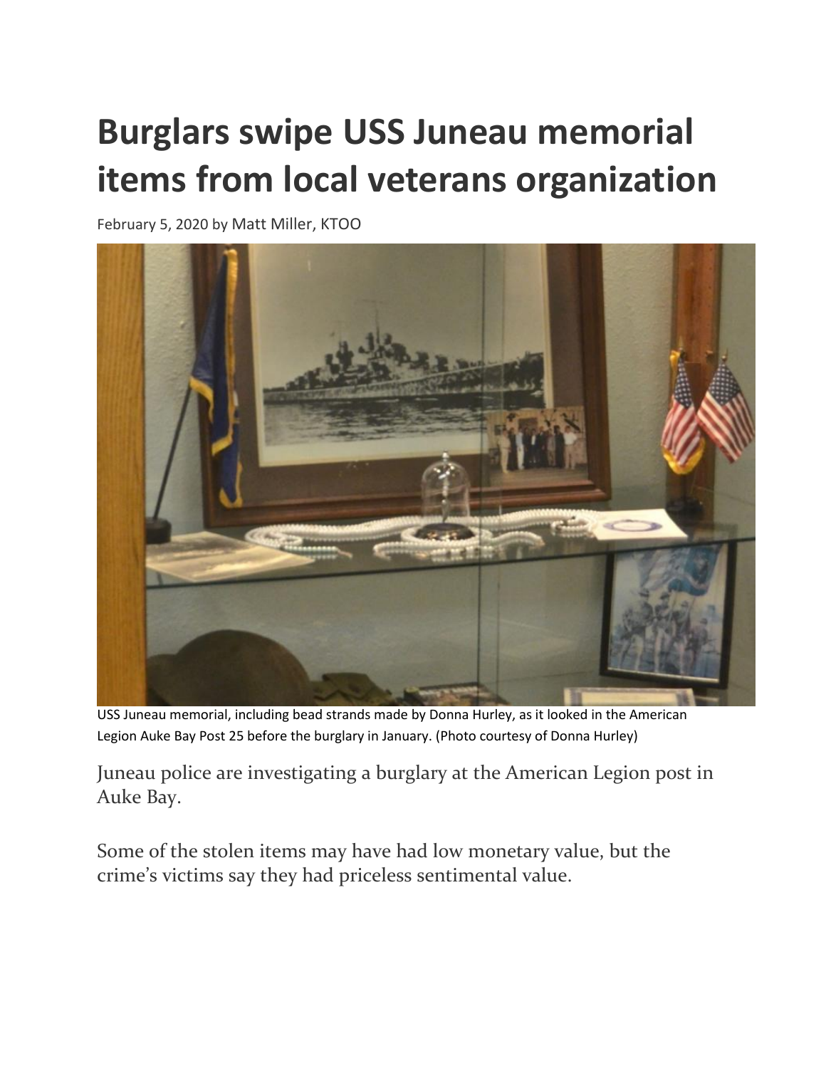# Burglars swipe USS Juneau memorial items from local veterans organization

February 5, 2020 by Matt Miller, KTOO

USS Juneau memorial, including bead strands made by Donna Hurley, as it looked in the American Legion Auke Bay Post 25 before the burglary in January. (Photo courtesy of Donna Hurley)

Juneau police are investigating a burglary at the American Legion post in Auke Bay.

Some of the stolen items may have had low monetary value, but the crime's victims say they had priceless sentimental value.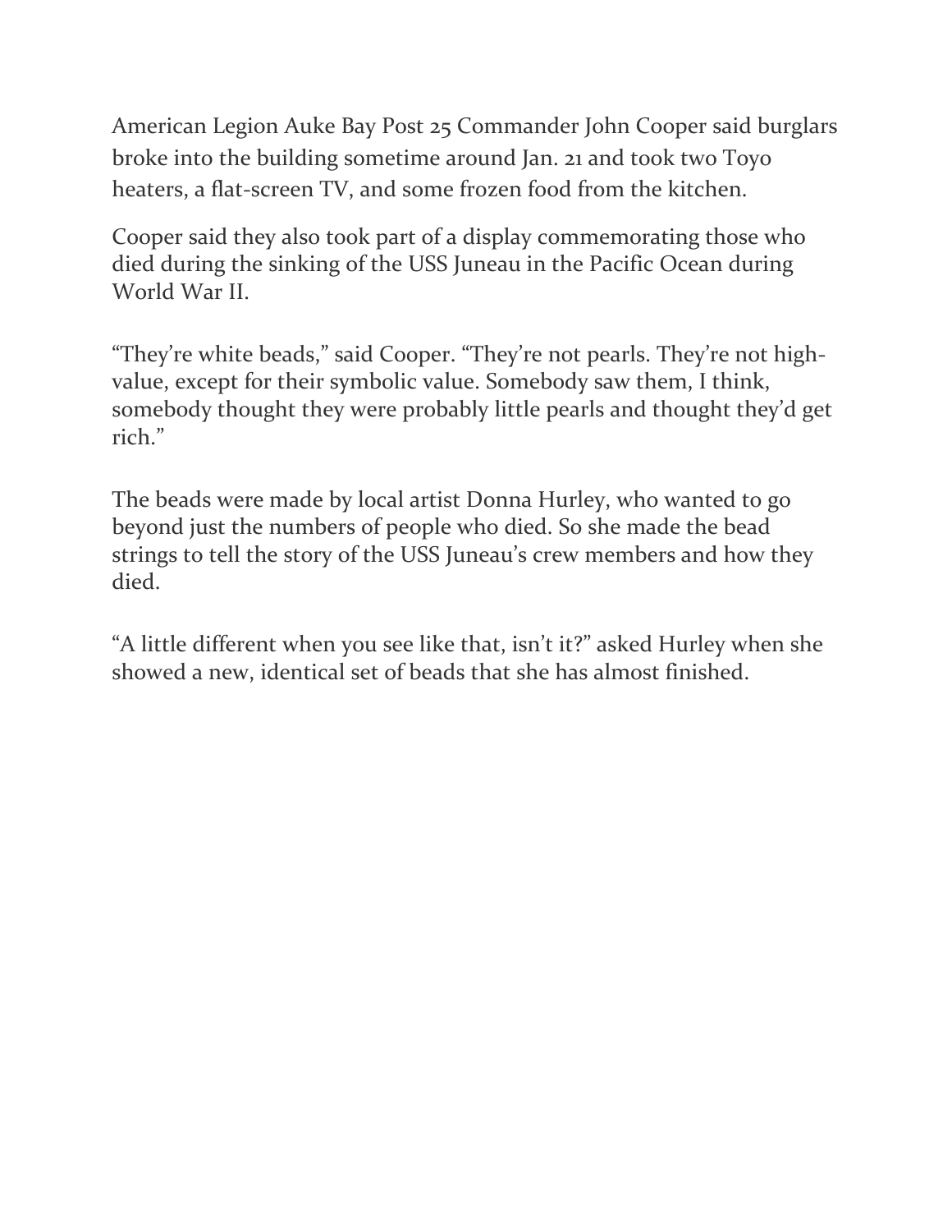American Legion Auke Bay Post 25 Commander John Cooper said burglars broke into the building sometime around Jan. 21 and took two Toyo heaters, a flat-screen TV, and some frozen food from the kitchen.

Cooper said they also took part of a display commemorating those who died during the sinking of the USS Juneau in the Pacific Ocean during World War II.

"They're white beads," said Cooper. "They're not pearls. They're not high-value, except for their symbolic value. Somebody saw them, I think, somebody thought they were probably little pearls and thought they'd get rich."

The beads were made by local artist Donna Hurley, who wanted to go beyond just the numbers of people who died. So she made the bead strings to tell the story of the USS Juneau's crew members and how they died.

"A little different when you see like that, isn't it?" asked Hurley when she showed a new, identical set of beads that she has almost finished.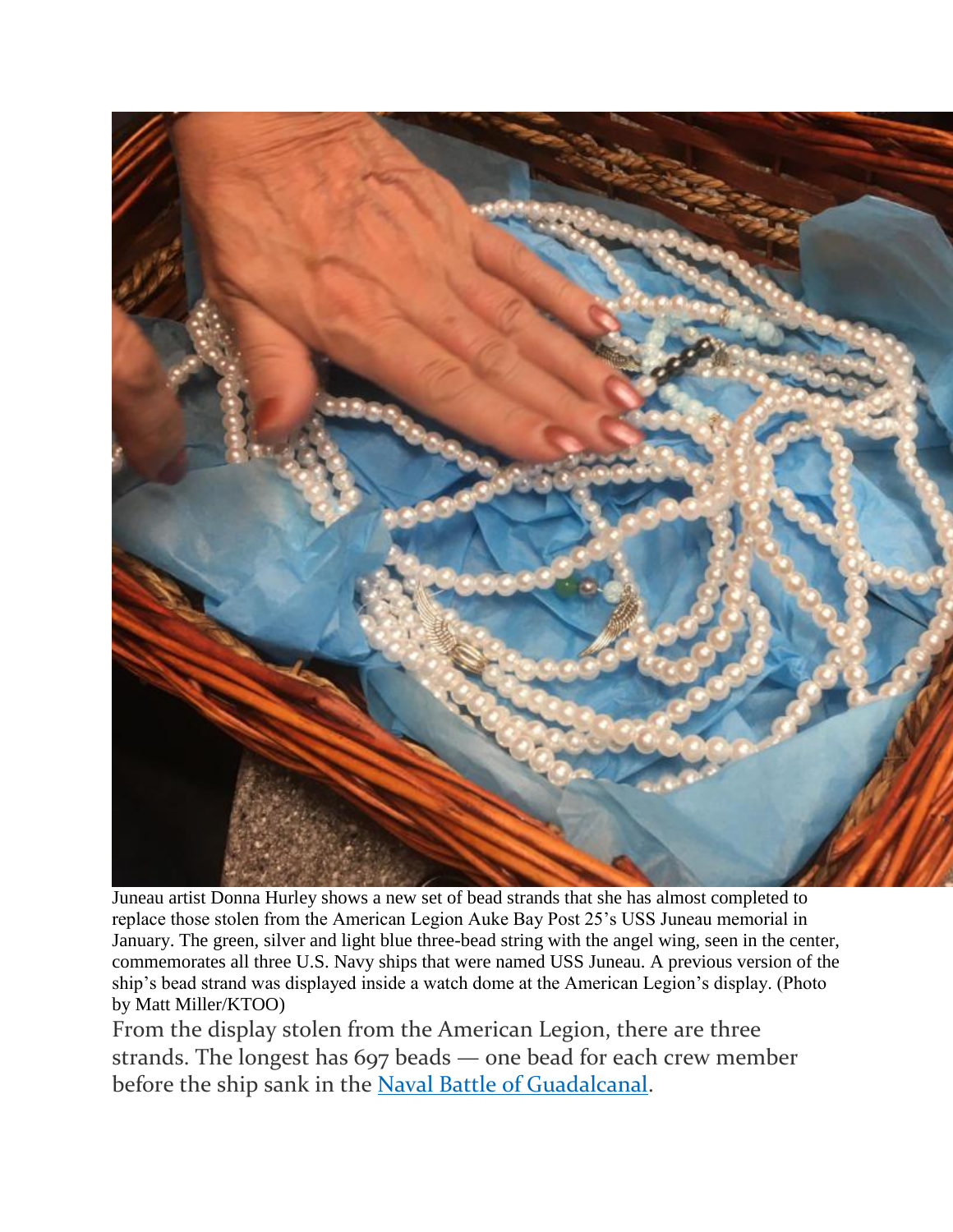Juneau artist Donna Hurley shows a new set of bead strands that she has almost completed to replace those stolen from the American Legion Auke Bay Post 25's USS Juneau memorial in January. The green, silver and light blue three-bead string with the angel wing, seen in the center, commemorates all three U.S. Navy ships that were named USS Juneau. A previous version of the ship's bead strand was displayed inside a watch dome at the American Legion's display. (Photo by Matt Miller/KTOO)

From the display stolen from the American Legion, there are three strands. The longest has 697 beads — one bead for each crew member before the ship sank in the Naval Battle of Guadalcanal.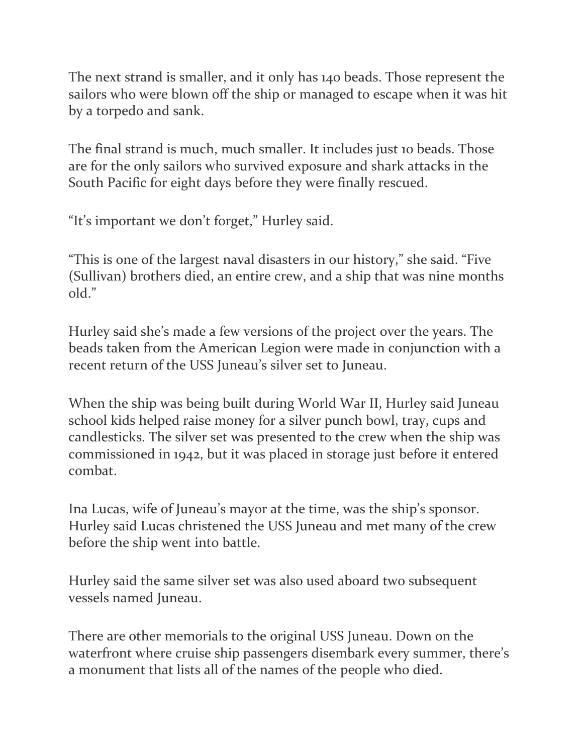The next strand is smaller, and it only has 140 beads. Those represent the sailors who were blown off the ship or managed to escape when it was hit by a torpedo and sank.

The final strand is much, much smaller. It includes just 10 beads. Those are for the only sailors who survived exposure and shark attacks in the South Pacific for eight days before they were finally rescued.

"It's important we don't forget," Hurley said.

"This is one of the largest naval disasters in our history," she said. "Five (Sullivan) brothers died, an entire crew, and a ship that was nine months old."

Hurley said she's made a few versions of the project over the years. The beads taken from the American Legion were made in conjunction with a recent return of the USS Juneau's silver set to Juneau.

When the ship was being built during World War II, Hurley said Juneau school kids helped raise money for a silver punch bowl, tray, cups and candlesticks. The silver set was presented to the crew when the ship was commissioned in 1942, but it was placed in storage just before it entered combat.

Ina Lucas, wife of Juneau's mayor at the time, was the ship's sponsor. Hurley said Lucas christened the USS Juneau and met many of the crew before the ship went into battle.

Hurley said the same silver set was also used aboard two subsequent vessels named Juneau.

There are other memorials to the original USS Juneau. Down on the waterfront where cruise ship passengers disembark every summer, there's a monument that lists all of the names of the people who died.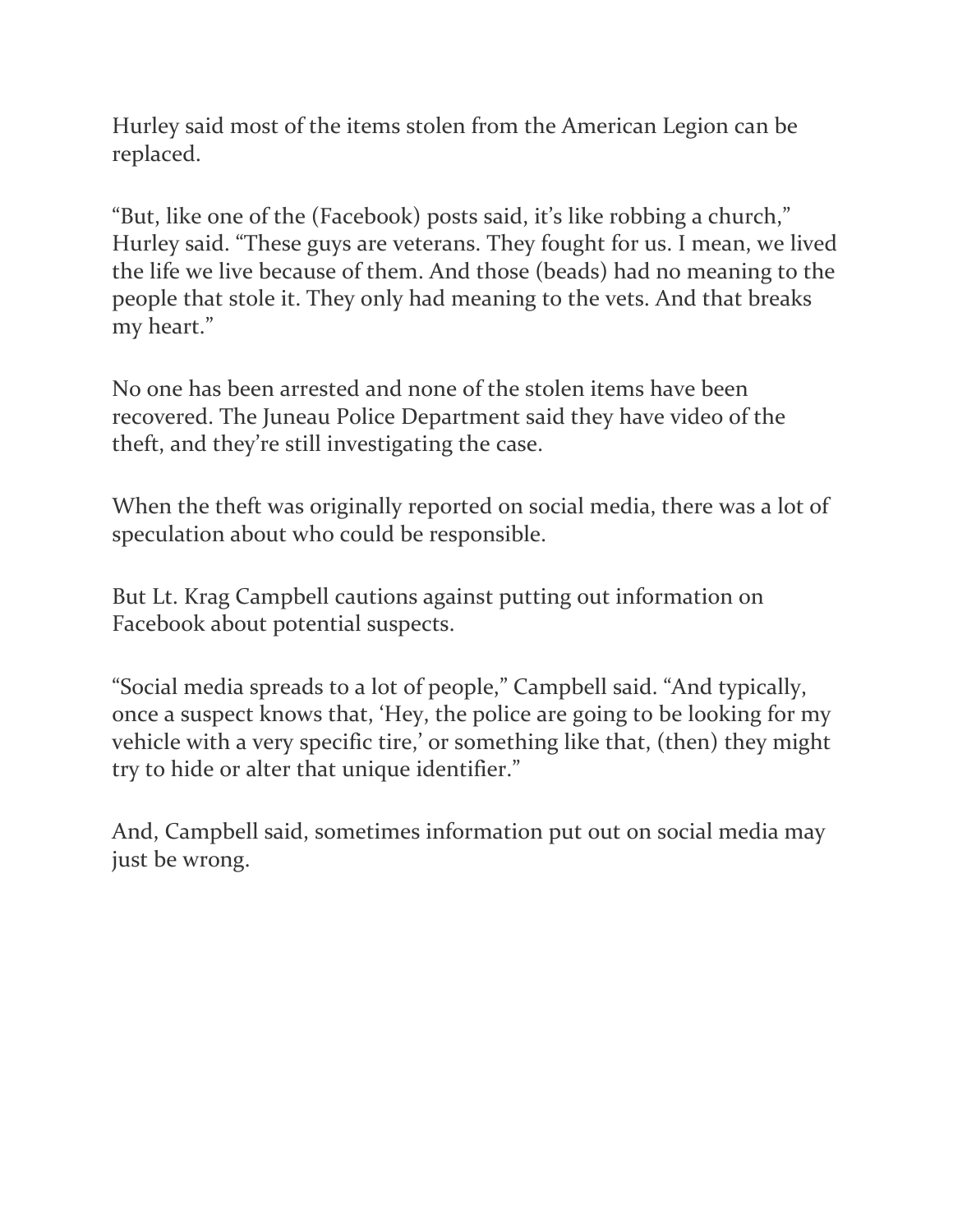Hurley said most of the items stolen from the American Legion can be replaced.

“But, like one of the (Facebook) posts said, it’s like robbing a church,” Hurley said. “These guys are veterans. They fought for us. I mean, we lived the life we live because of them. And those (beads) had no meaning to the people that stole it. They only had meaning to the vets. And that breaks my heart.”

No one has been arrested and none of the stolen items have been recovered. The Juneau Police Department said they have video of the theft, and they’re still investigating the case.

When the theft was originally reported on social media, there was a lot of speculation about who could be responsible.

But Lt. Krag Campbell cautions against putting out information on Facebook about potential suspects.

“Social media spreads to a lot of people,” Campbell said. “And typically, once a suspect knows that, ‘Hey, the police are going to be looking for my vehicle with a very specific tire,’ or something like that, (then) they might try to hide or alter that unique identifier.”

And, Campbell said, sometimes information put out on social media may just be wrong.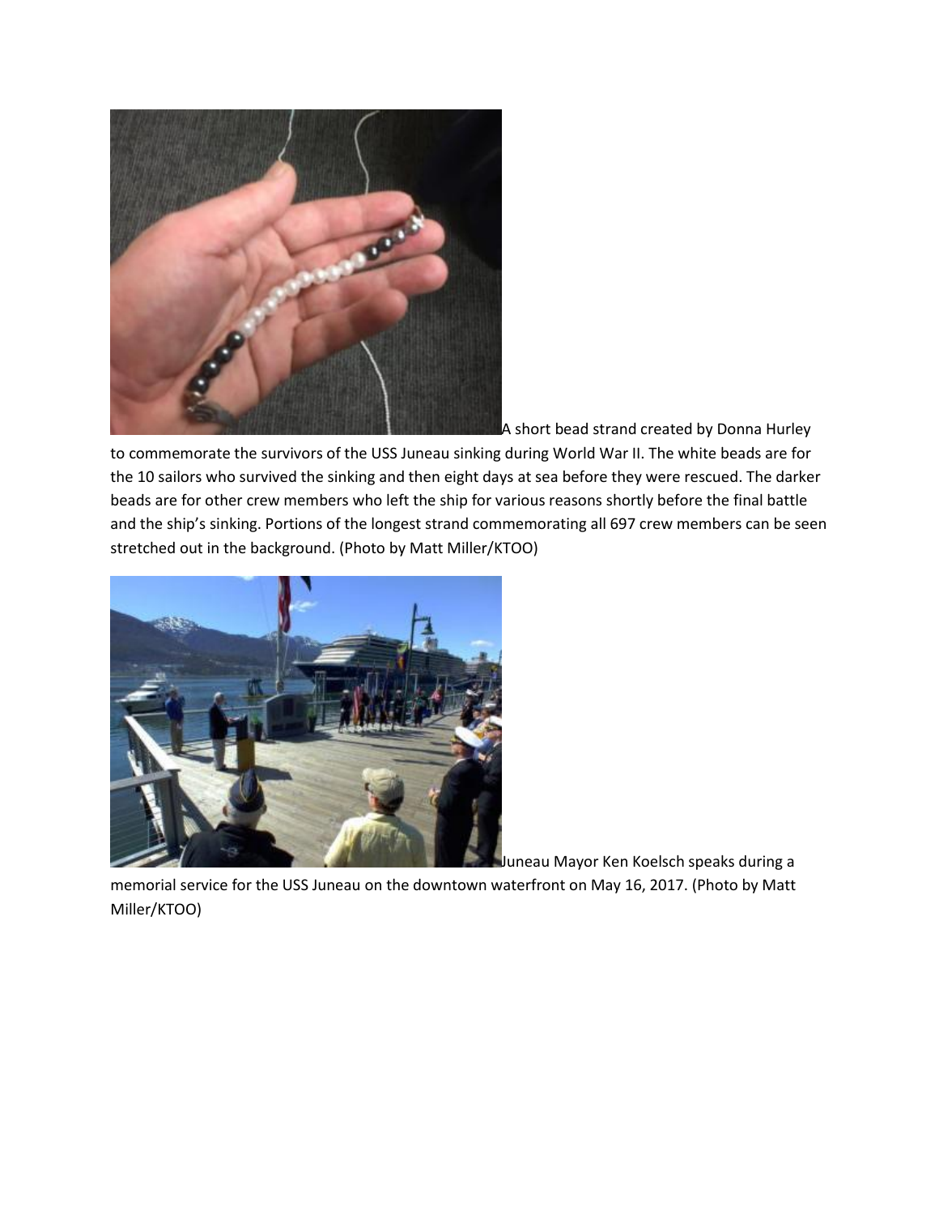A short bead strand created by Donna Hurley to commemorate the survivors of the USS Juneau sinking during World War II. The white beads are for the 10 sailors who survived the sinking and then eight days at sea before they were rescued. The darker beads are for other crew members who left the ship for various reasons shortly before the final battle and the ship's sinking. Portions of the longest strand commemorating all 697 crew members can be seen stretched out in the background. (Photo by Matt Miller/KTOO)

Juneau Mayor Ken Koelsch speaks during a memorial service for the USS Juneau on the downtown waterfront on May 16, 2017. (Photo by Matt Miller/KTOO)